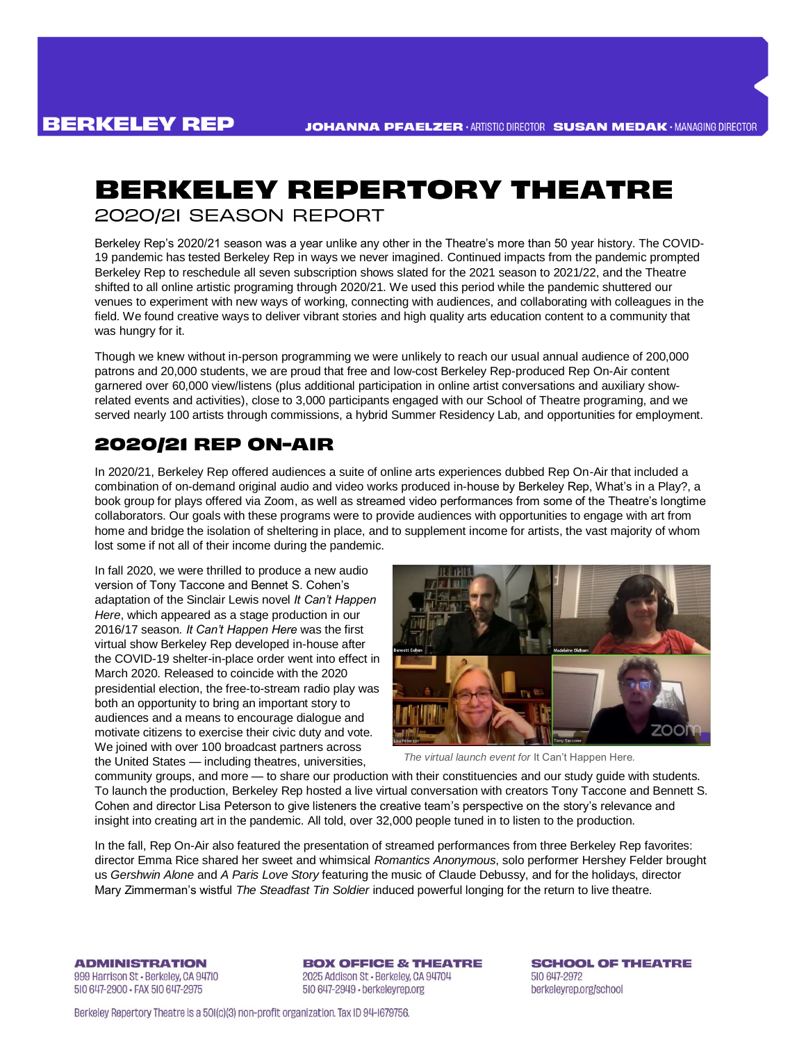BERKELEY REP

**JOHANNA PFAELZER** · ARTISTIC DIRECTOR **SUSAN MEDAK** · MANAGING DIRECTOR

# BERKELEY REPERTORY THEATRE

## 2020/21 SEASON REPORT

Berkeley Rep's 2020/21 season was a year unlike any other in the Theatre's more than 50 year history. The COVID-19 pandemic has tested Berkeley Rep in ways we never imagined. Continued impacts from the pandemic prompted Berkeley Rep to reschedule all seven subscription shows slated for the 2021 season to 2021/22, and the Theatre shifted to all online artistic programing through 2020/21. We used this period while the pandemic shuttered our venues to experiment with new ways of working, connecting with audiences, and collaborating with colleagues in the field. We found creative ways to deliver vibrant stories and high quality arts education content to a community that was hungry for it.

Though we knew without in-person programming we were unlikely to reach our usual annual audience of 200,000 patrons and 20,000 students, we are proud that free and low-cost Berkeley Rep-produced Rep On-Air content garnered over 60,000 view/listens (plus additional participation in online artist conversations and auxiliary show-related events and activities), close to 3,000 participants engaged with our School of Theatre programing, and we served nearly 100 artists through commissions, a hybrid Summer Residency Lab, and opportunities for employment.

## 2020/21 REP ON-AIR

In 2020/21, Berkeley Rep offered audiences a suite of online arts experiences dubbed Rep On-Air that included a combination of on-demand original audio and video works produced in-house by Berkeley Rep, What's in a Play?, a book group for plays offered via Zoom, as well as streamed video performances from some of the Theatre's longtime collaborators. Our goals with these programs were to provide audiences with opportunities to engage with art from home and bridge the isolation of sheltering in place, and to supplement income for artists, the vast majority of whom lost some if not all of their income during the pandemic.

In fall 2020, we were thrilled to produce a new audio version of Tony Taccone and Bennet S. Cohen's adaptation of the Sinclair Lewis novel *It Can't Happen Here*, which appeared as a stage production in our 2016/17 season. *It Can't Happen Here* was the first virtual show Berkeley Rep developed in-house after the COVID-19 shelter-in-place order went into effect in March 2020. Released to coincide with the 2020 presidential election, the free-to-stream radio play was both an opportunity to bring an important story to audiences and a means to encourage dialogue and motivate citizens to exercise their civic duty and vote. We joined with over 100 broadcast partners across the United States — including theatres, universities, community groups, and more — to share our production with their constituencies and our study guide with students. To launch the production, Berkeley Rep hosted a live virtual conversation with creators Tony Taccone and Bennett S. Cohen and director Lisa Peterson to give listeners the creative team's perspective on the story's relevance and insight into creating art in the pandemic. All told, over 32,000 people tuned in to listen to the production.

*The virtual launch event for* It Can't Happen Here.

In the fall, Rep On-Air also featured the presentation of streamed performances from three Berkeley Rep favorites: director Emma Rice shared her sweet and whimsical *Romantics Anonymous*, solo performer Hershey Felder brought us *Gershwin Alone* and *A Paris Love Story* featuring the music of Claude Debussy, and for the holidays, director Mary Zimmerman's wistful *The Steadfast Tin Soldier* induced powerful longing for the return to live theatre.

**ADMINISTRATION**
999 Harrison St · Berkeley, CA 94710
510 647-2900 · FAX 510 647-2975

**BOX OFFICE & THEATRE**
2025 Addison St · Berkeley, CA 94704
510 647-2949 · berkeleyrep.org

**SCHOOL OF THEATRE**
510 647-2972
berkeleyrep.org/school

Berkeley Repertory Theatre is a 501(c)(3) non-profit organization. Tax ID 94-1679756.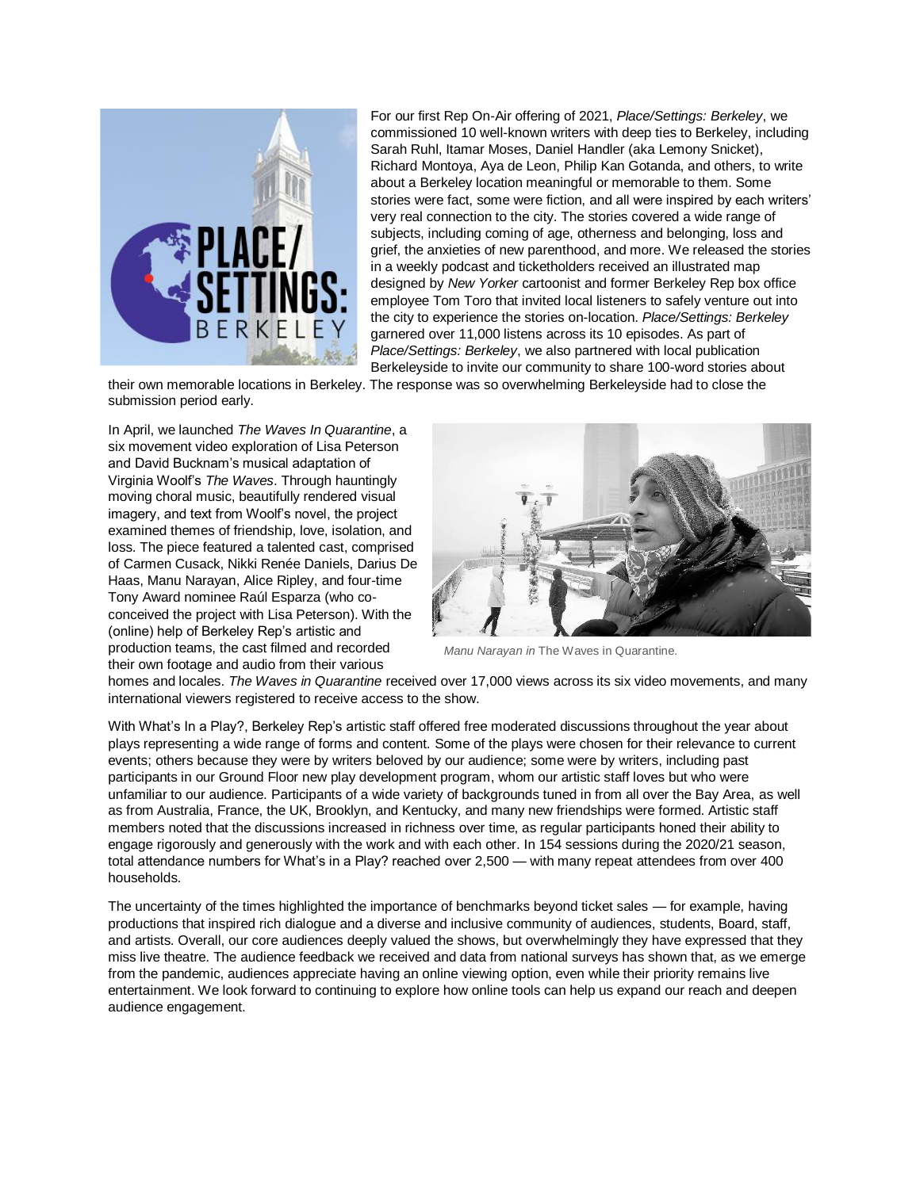For our first Rep On-Air offering of 2021, *Place/Settings: Berkeley*, we commissioned 10 well-known writers with deep ties to Berkeley, including Sarah Ruhl, Itamar Moses, Daniel Handler (aka Lemony Snicket), Richard Montoya, Aya de Leon, Philip Kan Gotanda, and others, to write about a Berkeley location meaningful or memorable to them. Some stories were fact, some were fiction, and all were inspired by each writers' very real connection to the city. The stories covered a wide range of subjects, including coming of age, otherness and belonging, loss and grief, the anxieties of new parenthood, and more. We released the stories in a weekly podcast and ticketholders received an illustrated map designed by *New Yorker* cartoonist and former Berkeley Rep box office employee Tom Toro that invited local listeners to safely venture out into the city to experience the stories on-location. *Place/Settings: Berkeley* garnered over 11,000 listens across its 10 episodes. As part of *Place/Settings: Berkeley*, we also partnered with local publication Berkeleyside to invite our community to share 100-word stories about their own memorable locations in Berkeley. The response was so overwhelming Berkeleyside had to close the submission period early.

In April, we launched *The Waves In Quarantine*, a six movement video exploration of Lisa Peterson and David Bucknam's musical adaptation of Virginia Woolf's *The Waves*. Through hauntingly moving choral music, beautifully rendered visual imagery, and text from Woolf's novel, the project examined themes of friendship, love, isolation, and loss. The piece featured a talented cast, comprised of Carmen Cusack, Nikki Renée Daniels, Darius De Haas, Manu Narayan, Alice Ripley, and four-time Tony Award nominee Raúl Esparza (who co-conceived the project with Lisa Peterson). With the (online) help of Berkeley Rep's artistic and production teams, the cast filmed and recorded their own footage and audio from their various homes and locales. *The Waves in Quarantine* received over 17,000 views across its six video movements, and many international viewers registered to receive access to the show.

*Manu Narayan in* The Waves in Quarantine.

With What's In a Play?, Berkeley Rep's artistic staff offered free moderated discussions throughout the year about plays representing a wide range of forms and content. Some of the plays were chosen for their relevance to current events; others because they were by writers beloved by our audience; some were by writers, including past participants in our Ground Floor new play development program, whom our artistic staff loves but who were unfamiliar to our audience. Participants of a wide variety of backgrounds tuned in from all over the Bay Area, as well as from Australia, France, the UK, Brooklyn, and Kentucky, and many new friendships were formed. Artistic staff members noted that the discussions increased in richness over time, as regular participants honed their ability to engage rigorously and generously with the work and with each other. In 154 sessions during the 2020/21 season, total attendance numbers for What's in a Play? reached over 2,500 — with many repeat attendees from over 400 households.

The uncertainty of the times highlighted the importance of benchmarks beyond ticket sales — for example, having productions that inspired rich dialogue and a diverse and inclusive community of audiences, students, Board, staff, and artists. Overall, our core audiences deeply valued the shows, but overwhelmingly they have expressed that they miss live theatre. The audience feedback we received and data from national surveys has shown that, as we emerge from the pandemic, audiences appreciate having an online viewing option, even while their priority remains live entertainment. We look forward to continuing to explore how online tools can help us expand our reach and deepen audience engagement.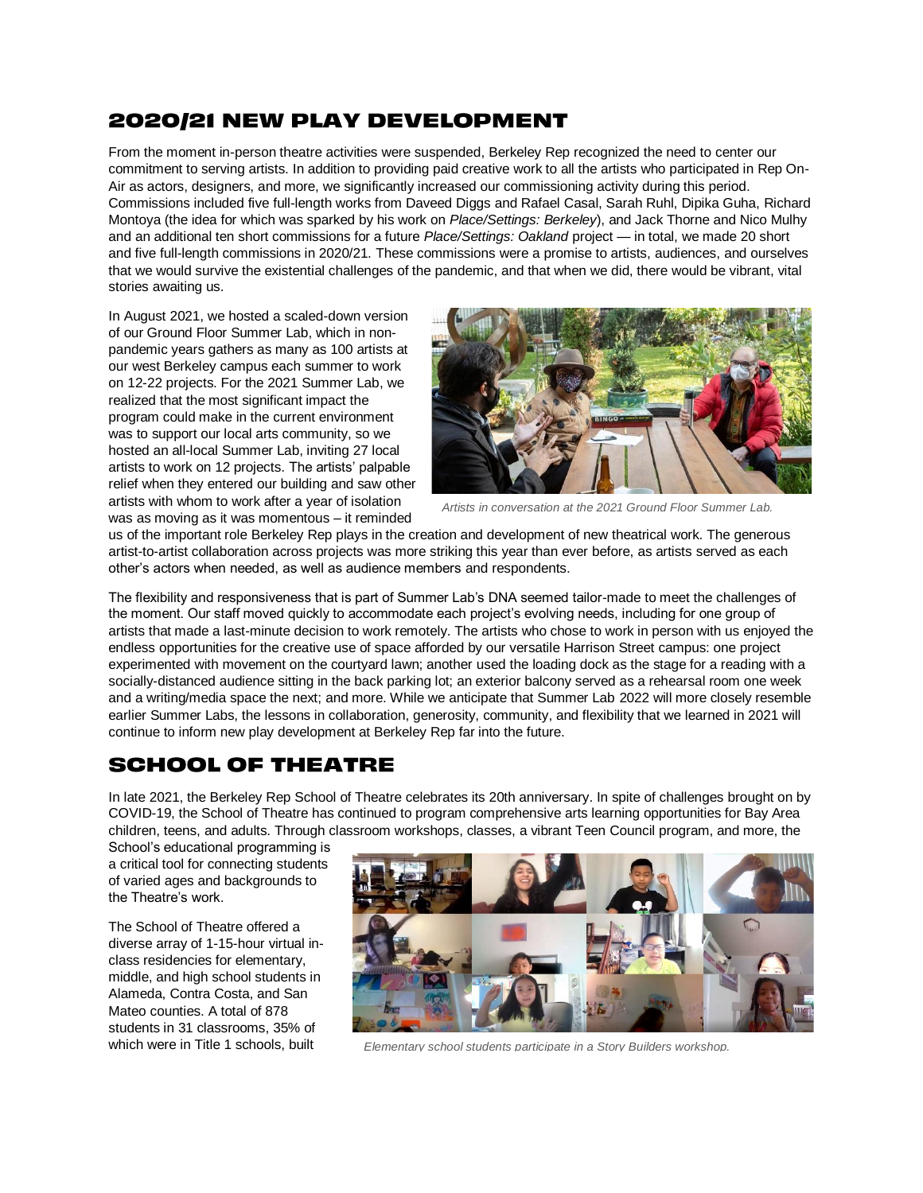## 2020/21 NEW PLAY DEVELOPMENT

From the moment in-person theatre activities were suspended, Berkeley Rep recognized the need to center our commitment to serving artists. In addition to providing paid creative work to all the artists who participated in Rep On-Air as actors, designers, and more, we significantly increased our commissioning activity during this period. Commissions included five full-length works from Daveed Diggs and Rafael Casal, Sarah Ruhl, Dipika Guha, Richard Montoya (the idea for which was sparked by his work on *Place/Settings: Berkeley*), and Jack Thorne and Nico Mulhy and an additional ten short commissions for a future *Place/Settings: Oakland* project — in total, we made 20 short and five full-length commissions in 2020/21. These commissions were a promise to artists, audiences, and ourselves that we would survive the existential challenges of the pandemic, and that when we did, there would be vibrant, vital stories awaiting us.

In August 2021, we hosted a scaled-down version of our Ground Floor Summer Lab, which in non-pandemic years gathers as many as 100 artists at our west Berkeley campus each summer to work on 12-22 projects. For the 2021 Summer Lab, we realized that the most significant impact the program could make in the current environment was to support our local arts community, so we hosted an all-local Summer Lab, inviting 27 local artists to work on 12 projects. The artists' palpable relief when they entered our building and saw other artists with whom to work after a year of isolation was as moving as it was momentous – it reminded us of the important role Berkeley Rep plays in the creation and development of new theatrical work. The generous artist-to-artist collaboration across projects was more striking this year than ever before, as artists served as each other's actors when needed, as well as audience members and respondents.

*Artists in conversation at the 2021 Ground Floor Summer Lab.*

The flexibility and responsiveness that is part of Summer Lab's DNA seemed tailor-made to meet the challenges of the moment. Our staff moved quickly to accommodate each project's evolving needs, including for one group of artists that made a last-minute decision to work remotely. The artists who chose to work in person with us enjoyed the endless opportunities for the creative use of space afforded by our versatile Harrison Street campus: one project experimented with movement on the courtyard lawn; another used the loading dock as the stage for a reading with a socially-distanced audience sitting in the back parking lot; an exterior balcony served as a rehearsal room one week and a writing/media space the next; and more. While we anticipate that Summer Lab 2022 will more closely resemble earlier Summer Labs, the lessons in collaboration, generosity, community, and flexibility that we learned in 2021 will continue to inform new play development at Berkeley Rep far into the future.

## SCHOOL OF THEATRE

In late 2021, the Berkeley Rep School of Theatre celebrates its 20th anniversary. In spite of challenges brought on by COVID-19, the School of Theatre has continued to program comprehensive arts learning opportunities for Bay Area children, teens, and adults. Through classroom workshops, classes, a vibrant Teen Council program, and more, the School's educational programming is a critical tool for connecting students of varied ages and backgrounds to the Theatre's work.

The School of Theatre offered a diverse array of 1-15-hour virtual in-class residencies for elementary, middle, and high school students in Alameda, Contra Costa, and San Mateo counties. A total of 878 students in 31 classrooms, 35% of which were in Title 1 schools, built

*Elementary school students participate in a Story Builders workshop.*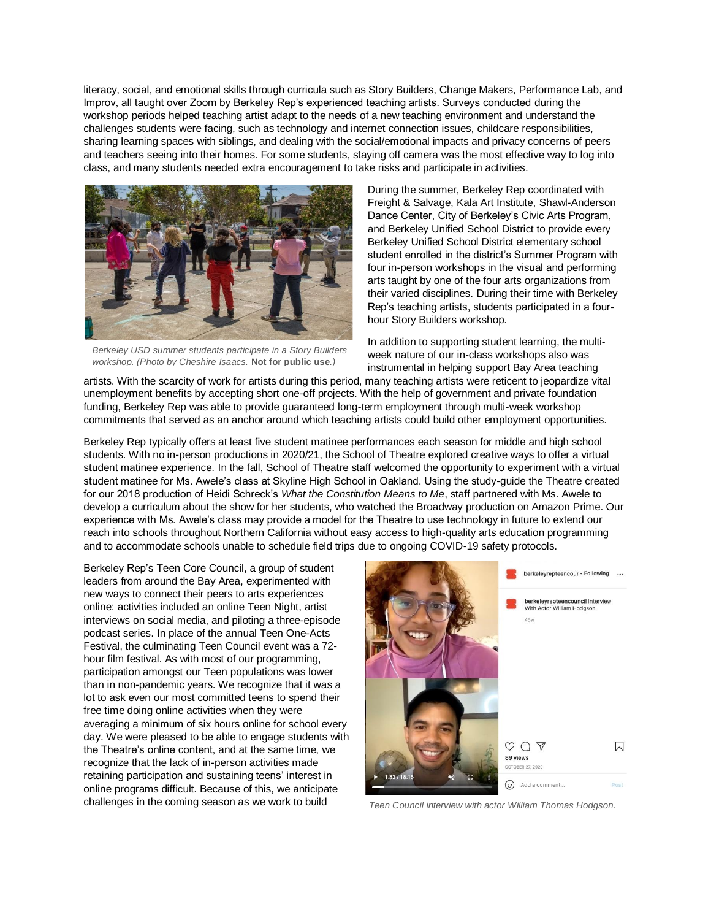literacy, social, and emotional skills through curricula such as Story Builders, Change Makers, Performance Lab, and Improv, all taught over Zoom by Berkeley Rep's experienced teaching artists. Surveys conducted during the workshop periods helped teaching artist adapt to the needs of a new teaching environment and understand the challenges students were facing, such as technology and internet connection issues, childcare responsibilities, sharing learning spaces with siblings, and dealing with the social/emotional impacts and privacy concerns of peers and teachers seeing into their homes. For some students, staying off camera was the most effective way to log into class, and many students needed extra encouragement to take risks and participate in activities.

*Berkeley USD summer students participate in a Story Builders workshop. (Photo by Cheshire Isaacs.* **Not for public use**.*)*

During the summer, Berkeley Rep coordinated with Freight & Salvage, Kala Art Institute, Shawl-Anderson Dance Center, City of Berkeley's Civic Arts Program, and Berkeley Unified School District to provide every Berkeley Unified School District elementary school student enrolled in the district's Summer Program with four in-person workshops in the visual and performing arts taught by one of the four arts organizations from their varied disciplines. During their time with Berkeley Rep's teaching artists, students participated in a four-hour Story Builders workshop.

In addition to supporting student learning, the multi-week nature of our in-class workshops also was instrumental in helping support Bay Area teaching artists. With the scarcity of work for artists during this period, many teaching artists were reticent to jeopardize vital unemployment benefits by accepting short one-off projects. With the help of government and private foundation funding, Berkeley Rep was able to provide guaranteed long-term employment through multi-week workshop commitments that served as an anchor around which teaching artists could build other employment opportunities.

Berkeley Rep typically offers at least five student matinee performances each season for middle and high school students. With no in-person productions in 2020/21, the School of Theatre explored creative ways to offer a virtual student matinee experience. In the fall, School of Theatre staff welcomed the opportunity to experiment with a virtual student matinee for Ms. Awele's class at Skyline High School in Oakland. Using the study-guide the Theatre created for our 2018 production of Heidi Schreck's *What the Constitution Means to Me*, staff partnered with Ms. Awele to develop a curriculum about the show for her students, who watched the Broadway production on Amazon Prime. Our experience with Ms. Awele's class may provide a model for the Theatre to use technology in future to extend our reach into schools throughout Northern California without easy access to high-quality arts education programming and to accommodate schools unable to schedule field trips due to ongoing COVID-19 safety protocols.

Berkeley Rep's Teen Core Council, a group of student leaders from around the Bay Area, experimented with new ways to connect their peers to arts experiences online: activities included an online Teen Night, artist interviews on social media, and piloting a three-episode podcast series. In place of the annual Teen One-Acts Festival, the culminating Teen Council event was a 72-hour film festival. As with most of our programming, participation amongst our Teen populations was lower than in non-pandemic years. We recognize that it was a lot to ask even our most committed teens to spend their free time doing online activities when they were averaging a minimum of six hours online for school every day. We were pleased to be able to engage students with the Theatre's online content, and at the same time, we recognize that the lack of in-person activities made retaining participation and sustaining teens' interest in online programs difficult. Because of this, we anticipate challenges in the coming season as we work to build

*Teen Council interview with actor William Thomas Hodgson.*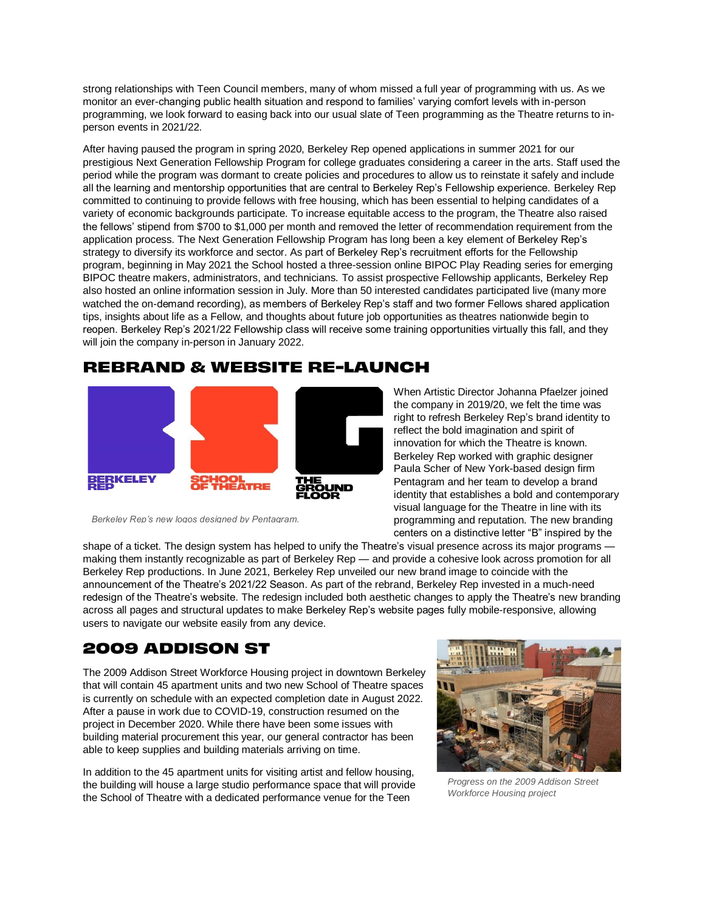strong relationships with Teen Council members, many of whom missed a full year of programming with us. As we monitor an ever-changing public health situation and respond to families' varying comfort levels with in-person programming, we look forward to easing back into our usual slate of Teen programming as the Theatre returns to in-person events in 2021/22.

After having paused the program in spring 2020, Berkeley Rep opened applications in summer 2021 for our prestigious Next Generation Fellowship Program for college graduates considering a career in the arts. Staff used the period while the program was dormant to create policies and procedures to allow us to reinstate it safely and include all the learning and mentorship opportunities that are central to Berkeley Rep's Fellowship experience. Berkeley Rep committed to continuing to provide fellows with free housing, which has been essential to helping candidates of a variety of economic backgrounds participate. To increase equitable access to the program, the Theatre also raised the fellows' stipend from $700 to $1,000 per month and removed the letter of recommendation requirement from the application process. The Next Generation Fellowship Program has long been a key element of Berkeley Rep's strategy to diversify its workforce and sector. As part of Berkeley Rep's recruitment efforts for the Fellowship program, beginning in May 2021 the School hosted a three-session online BIPOC Play Reading series for emerging BIPOC theatre makers, administrators, and technicians. To assist prospective Fellowship applicants, Berkeley Rep also hosted an online information session in July. More than 50 interested candidates participated live (many more watched the on-demand recording), as members of Berkeley Rep's staff and two former Fellows shared application tips, insights about life as a Fellow, and thoughts about future job opportunities as theatres nationwide begin to reopen. Berkeley Rep's 2021/22 Fellowship class will receive some training opportunities virtually this fall, and they will join the company in-person in January 2022.

## REBRAND & WEBSITE RE-LAUNCH

BERKELEY REP | SCHOOL OF THEATRE | THE GROUND FLOOR

*Berkeley Rep's new logos designed by Pentagram.*

When Artistic Director Johanna Pfaelzer joined the company in 2019/20, we felt the time was right to refresh Berkeley Rep's brand identity to reflect the bold imagination and spirit of innovation for which the Theatre is known. Berkeley Rep worked with graphic designer Paula Scher of New York-based design firm Pentagram and her team to develop a brand identity that establishes a bold and contemporary visual language for the Theatre in line with its programming and reputation. The new branding centers on a distinctive letter "B" inspired by the shape of a ticket. The design system has helped to unify the Theatre's visual presence across its major programs — making them instantly recognizable as part of Berkeley Rep — and provide a cohesive look across promotion for all Berkeley Rep productions. In June 2021, Berkeley Rep unveiled our new brand image to coincide with the announcement of the Theatre's 2021/22 Season. As part of the rebrand, Berkeley Rep invested in a much-need redesign of the Theatre's website. The redesign included both aesthetic changes to apply the Theatre's new branding across all pages and structural updates to make Berkeley Rep's website pages fully mobile-responsive, allowing users to navigate our website easily from any device.

## 2009 ADDISON ST

The 2009 Addison Street Workforce Housing project in downtown Berkeley that will contain 45 apartment units and two new School of Theatre spaces is currently on schedule with an expected completion date in August 2022. After a pause in work due to COVID-19, construction resumed on the project in December 2020. While there have been some issues with building material procurement this year, our general contractor has been able to keep supplies and building materials arriving on time.

*Progress on the 2009 Addison Street Workforce Housing project*

In addition to the 45 apartment units for visiting artist and fellow housing, the building will house a large studio performance space that will provide the School of Theatre with a dedicated performance venue for the Teen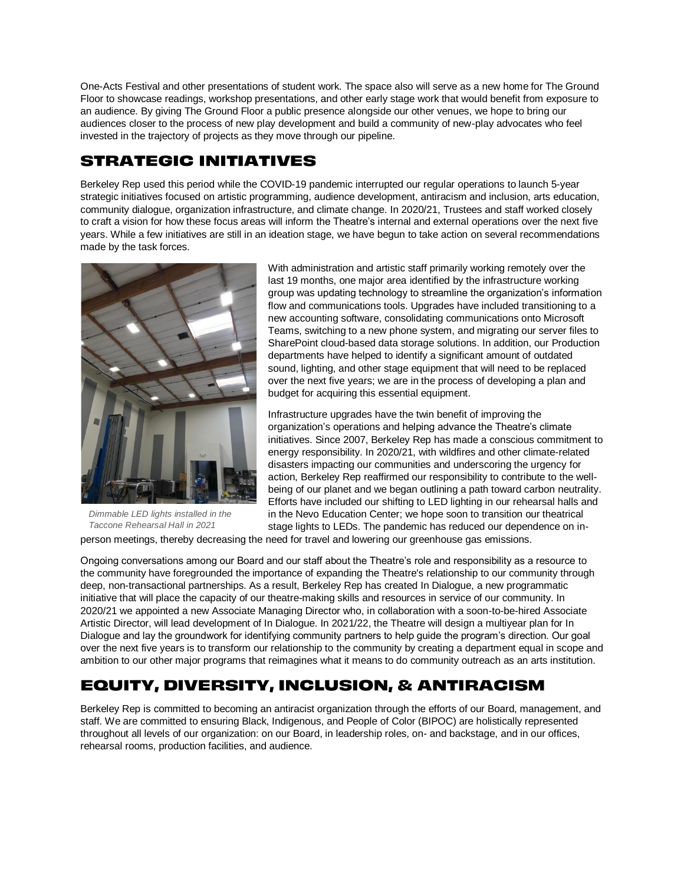One-Acts Festival and other presentations of student work. The space also will serve as a new home for The Ground Floor to showcase readings, workshop presentations, and other early stage work that would benefit from exposure to an audience. By giving The Ground Floor a public presence alongside our other venues, we hope to bring our audiences closer to the process of new play development and build a community of new-play advocates who feel invested in the trajectory of projects as they move through our pipeline.

## STRATEGIC INITIATIVES

Berkeley Rep used this period while the COVID-19 pandemic interrupted our regular operations to launch 5-year strategic initiatives focused on artistic programming, audience development, antiracism and inclusion, arts education, community dialogue, organization infrastructure, and climate change. In 2020/21, Trustees and staff worked closely to craft a vision for how these focus areas will inform the Theatre's internal and external operations over the next five years. While a few initiatives are still in an ideation stage, we have begun to take action on several recommendations made by the task forces.

*Dimmable LED lights installed in the Taccone Rehearsal Hall in 2021*

With administration and artistic staff primarily working remotely over the last 19 months, one major area identified by the infrastructure working group was updating technology to streamline the organization's information flow and communications tools. Upgrades have included transitioning to a new accounting software, consolidating communications onto Microsoft Teams, switching to a new phone system, and migrating our server files to SharePoint cloud-based data storage solutions. In addition, our Production departments have helped to identify a significant amount of outdated sound, lighting, and other stage equipment that will need to be replaced over the next five years; we are in the process of developing a plan and budget for acquiring this essential equipment.

Infrastructure upgrades have the twin benefit of improving the organization's operations and helping advance the Theatre's climate initiatives. Since 2007, Berkeley Rep has made a conscious commitment to energy responsibility. In 2020/21, with wildfires and other climate-related disasters impacting our communities and underscoring the urgency for action, Berkeley Rep reaffirmed our responsibility to contribute to the well-being of our planet and we began outlining a path toward carbon neutrality. Efforts have included our shifting to LED lighting in our rehearsal halls and in the Nevo Education Center; we hope soon to transition our theatrical stage lights to LEDs. The pandemic has reduced our dependence on in-person meetings, thereby decreasing the need for travel and lowering our greenhouse gas emissions.

Ongoing conversations among our Board and our staff about the Theatre's role and responsibility as a resource to the community have foregrounded the importance of expanding the Theatre's relationship to our community through deep, non-transactional partnerships. As a result, Berkeley Rep has created In Dialogue, a new programmatic initiative that will place the capacity of our theatre-making skills and resources in service of our community. In 2020/21 we appointed a new Associate Managing Director who, in collaboration with a soon-to-be-hired Associate Artistic Director, will lead development of In Dialogue. In 2021/22, the Theatre will design a multiyear plan for In Dialogue and lay the groundwork for identifying community partners to help guide the program's direction. Our goal over the next five years is to transform our relationship to the community by creating a department equal in scope and ambition to our other major programs that reimagines what it means to do community outreach as an arts institution.

## EQUITY, DIVERSITY, INCLUSION, & ANTIRACISM

Berkeley Rep is committed to becoming an antiracist organization through the efforts of our Board, management, and staff. We are committed to ensuring Black, Indigenous, and People of Color (BIPOC) are holistically represented throughout all levels of our organization: on our Board, in leadership roles, on- and backstage, and in our offices, rehearsal rooms, production facilities, and audience.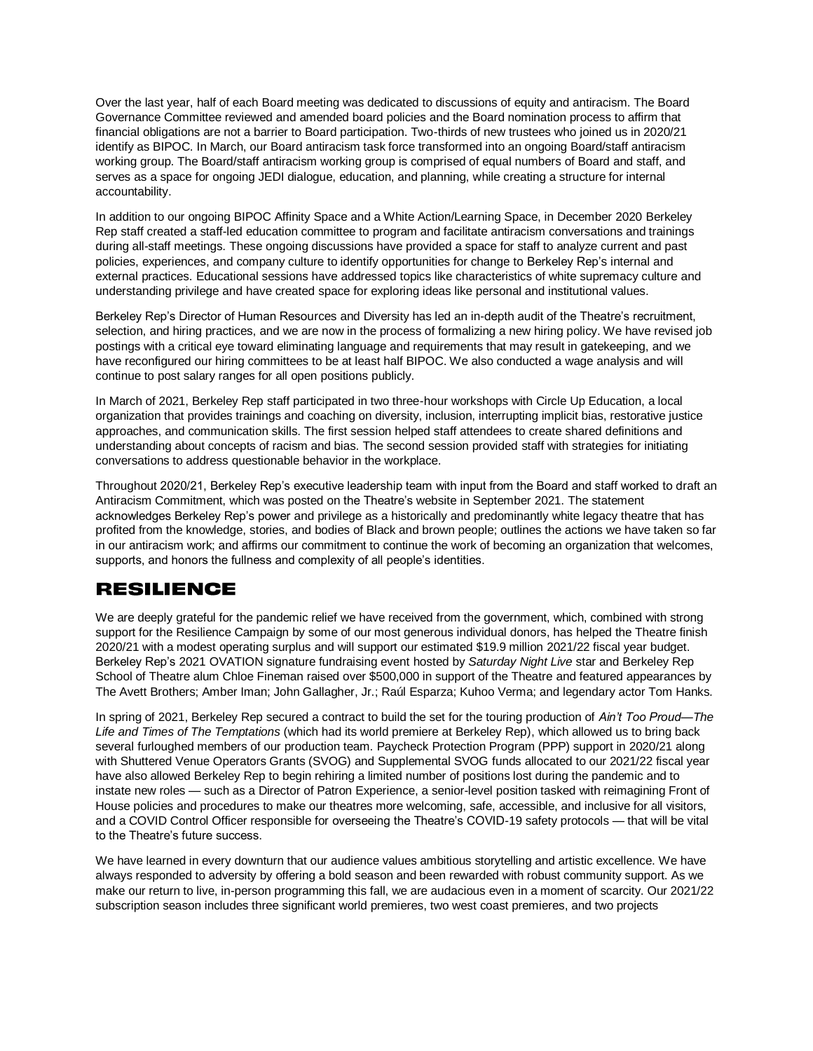Over the last year, half of each Board meeting was dedicated to discussions of equity and antiracism. The Board Governance Committee reviewed and amended board policies and the Board nomination process to affirm that financial obligations are not a barrier to Board participation. Two-thirds of new trustees who joined us in 2020/21 identify as BIPOC. In March, our Board antiracism task force transformed into an ongoing Board/staff antiracism working group. The Board/staff antiracism working group is comprised of equal numbers of Board and staff, and serves as a space for ongoing JEDI dialogue, education, and planning, while creating a structure for internal accountability.

In addition to our ongoing BIPOC Affinity Space and a White Action/Learning Space, in December 2020 Berkeley Rep staff created a staff-led education committee to program and facilitate antiracism conversations and trainings during all-staff meetings. These ongoing discussions have provided a space for staff to analyze current and past policies, experiences, and company culture to identify opportunities for change to Berkeley Rep's internal and external practices. Educational sessions have addressed topics like characteristics of white supremacy culture and understanding privilege and have created space for exploring ideas like personal and institutional values.

Berkeley Rep's Director of Human Resources and Diversity has led an in-depth audit of the Theatre's recruitment, selection, and hiring practices, and we are now in the process of formalizing a new hiring policy. We have revised job postings with a critical eye toward eliminating language and requirements that may result in gatekeeping, and we have reconfigured our hiring committees to be at least half BIPOC. We also conducted a wage analysis and will continue to post salary ranges for all open positions publicly.

In March of 2021, Berkeley Rep staff participated in two three-hour workshops with Circle Up Education, a local organization that provides trainings and coaching on diversity, inclusion, interrupting implicit bias, restorative justice approaches, and communication skills. The first session helped staff attendees to create shared definitions and understanding about concepts of racism and bias. The second session provided staff with strategies for initiating conversations to address questionable behavior in the workplace.

Throughout 2020/21, Berkeley Rep's executive leadership team with input from the Board and staff worked to draft an Antiracism Commitment, which was posted on the Theatre's website in September 2021. The statement acknowledges Berkeley Rep's power and privilege as a historically and predominantly white legacy theatre that has profited from the knowledge, stories, and bodies of Black and brown people; outlines the actions we have taken so far in our antiracism work; and affirms our commitment to continue the work of becoming an organization that welcomes, supports, and honors the fullness and complexity of all people's identities.

## RESILIENCE

We are deeply grateful for the pandemic relief we have received from the government, which, combined with strong support for the Resilience Campaign by some of our most generous individual donors, has helped the Theatre finish 2020/21 with a modest operating surplus and will support our estimated $19.9 million 2021/22 fiscal year budget. Berkeley Rep's 2021 OVATION signature fundraising event hosted by *Saturday Night Live* star and Berkeley Rep School of Theatre alum Chloe Fineman raised over $500,000 in support of the Theatre and featured appearances by The Avett Brothers; Amber Iman; John Gallagher, Jr.; Raúl Esparza; Kuhoo Verma; and legendary actor Tom Hanks.

In spring of 2021, Berkeley Rep secured a contract to build the set for the touring production of *Ain't Too Proud—The Life and Times of The Temptations* (which had its world premiere at Berkeley Rep), which allowed us to bring back several furloughed members of our production team. Paycheck Protection Program (PPP) support in 2020/21 along with Shuttered Venue Operators Grants (SVOG) and Supplemental SVOG funds allocated to our 2021/22 fiscal year have also allowed Berkeley Rep to begin rehiring a limited number of positions lost during the pandemic and to instate new roles — such as a Director of Patron Experience, a senior-level position tasked with reimagining Front of House policies and procedures to make our theatres more welcoming, safe, accessible, and inclusive for all visitors, and a COVID Control Officer responsible for overseeing the Theatre's COVID-19 safety protocols — that will be vital to the Theatre's future success.

We have learned in every downturn that our audience values ambitious storytelling and artistic excellence. We have always responded to adversity by offering a bold season and been rewarded with robust community support. As we make our return to live, in-person programming this fall, we are audacious even in a moment of scarcity. Our 2021/22 subscription season includes three significant world premieres, two west coast premieres, and two projects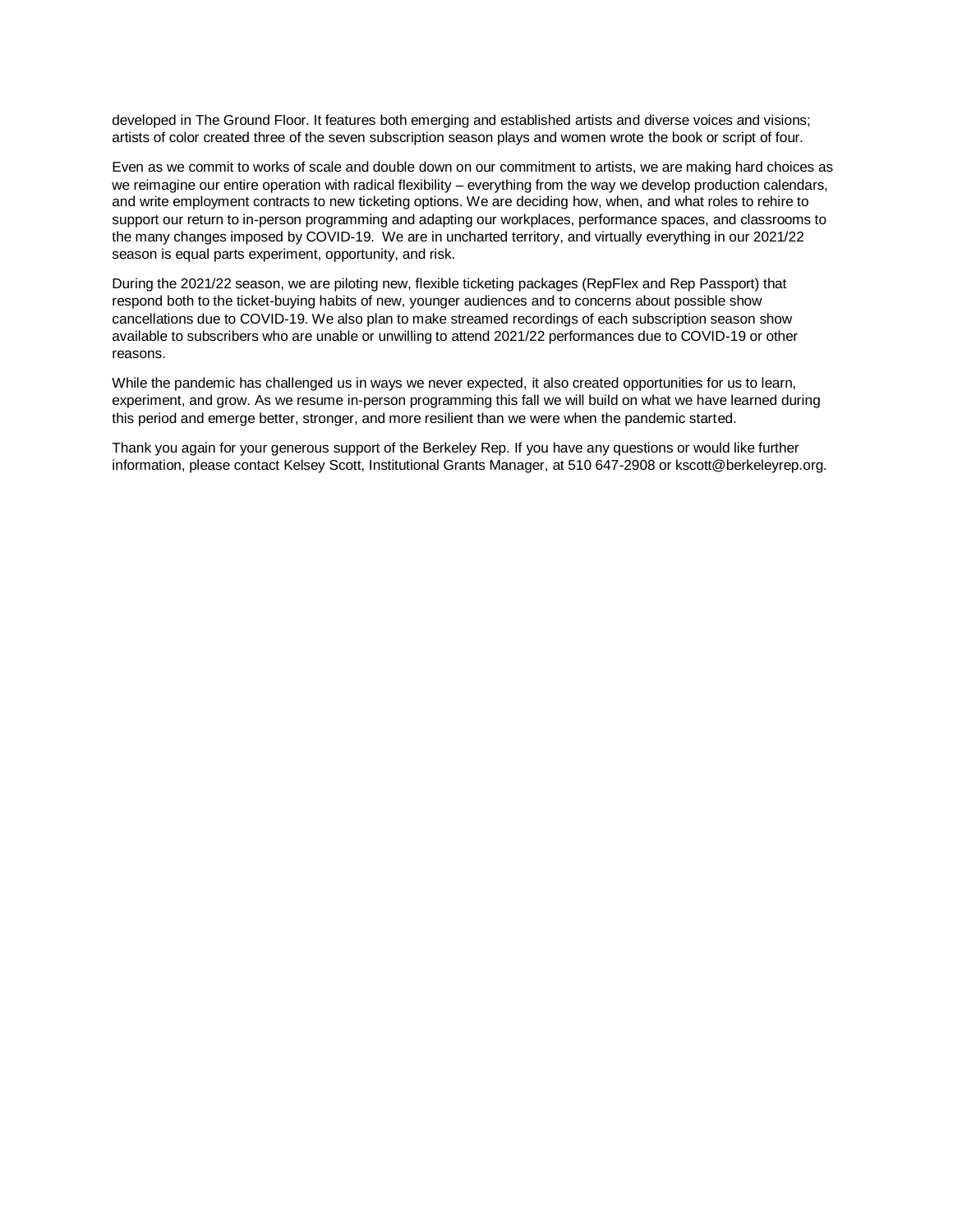developed in The Ground Floor. It features both emerging and established artists and diverse voices and visions; artists of color created three of the seven subscription season plays and women wrote the book or script of four.

Even as we commit to works of scale and double down on our commitment to artists, we are making hard choices as we reimagine our entire operation with radical flexibility – everything from the way we develop production calendars, and write employment contracts to new ticketing options. We are deciding how, when, and what roles to rehire to support our return to in-person programming and adapting our workplaces, performance spaces, and classrooms to the many changes imposed by COVID-19. We are in uncharted territory, and virtually everything in our 2021/22 season is equal parts experiment, opportunity, and risk.

During the 2021/22 season, we are piloting new, flexible ticketing packages (RepFlex and Rep Passport) that respond both to the ticket-buying habits of new, younger audiences and to concerns about possible show cancellations due to COVID-19. We also plan to make streamed recordings of each subscription season show available to subscribers who are unable or unwilling to attend 2021/22 performances due to COVID-19 or other reasons.

While the pandemic has challenged us in ways we never expected, it also created opportunities for us to learn, experiment, and grow. As we resume in-person programming this fall we will build on what we have learned during this period and emerge better, stronger, and more resilient than we were when the pandemic started.

Thank you again for your generous support of the Berkeley Rep. If you have any questions or would like further information, please contact Kelsey Scott, Institutional Grants Manager, at 510 647-2908 or kscott@berkeleyrep.org.